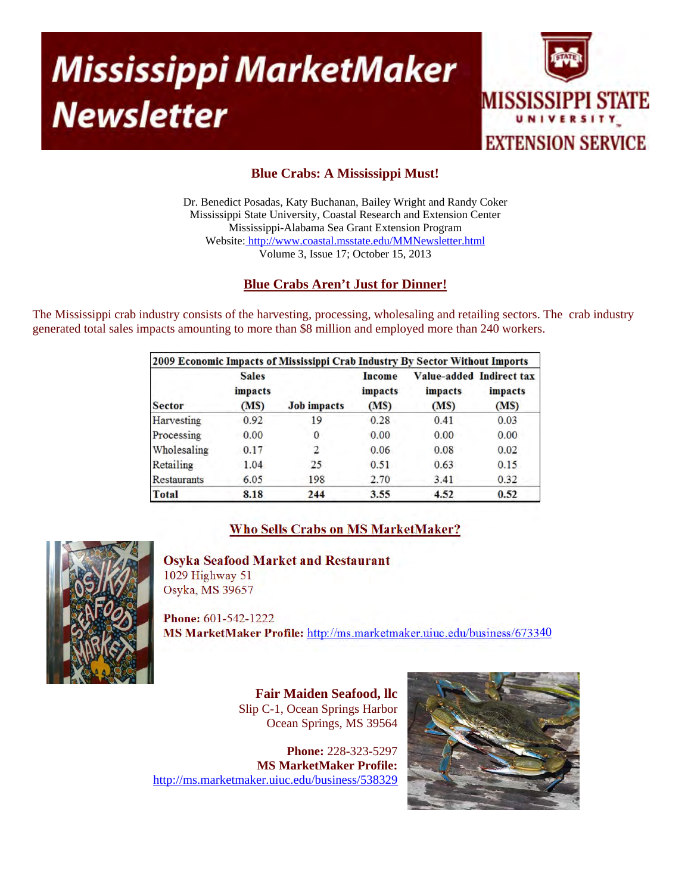# Mississippi MarketMaker Newsletter

MISSISSIPPI STATE UNIVERSITY EXTENSION SERVICE

## Blue Crabs: A Mississippi Must!

Dr. Benedict Posadas, Katy Buchanan, Bailey Wright and Randy Coker
Mississippi State University, Coastal Research and Extension Center
Mississippi-Alabama Sea Grant Extension Program
Website: http://www.coastal.msstate.edu/MMNewsletter.html
Volume 3, Issue 17; October 15, 2013

### Blue Crabs Aren't Just for Dinner!

The Mississippi crab industry consists of the harvesting, processing, wholesaling and retailing sectors. The crab industry generated total sales impacts amounting to more than $8 million and employed more than 240 workers.

**2009 Economic Impacts of Mississippi Crab Industry By Sector Without Imports**

| Sector | Sales impacts (M$) | Job impacts | Income impacts (M$) | Value-added impacts (M$) | Indirect tax impacts (M$) |
|---|---|---|---|---|---|
| Harvesting | 0.92 | 19 | 0.28 | 0.41 | 0.03 |
| Processing | 0.00 | 0 | 0.00 | 0.00 | 0.00 |
| Wholesaling | 0.17 | 2 | 0.06 | 0.08 | 0.02 |
| Retailing | 1.04 | 25 | 0.51 | 0.63 | 0.15 |
| Restaurants | 6.05 | 198 | 2.70 | 3.41 | 0.32 |
| **Total** | **8.18** | **244** | **3.55** | **4.52** | **0.52** |

### Who Sells Crabs on MS MarketMaker?

**Osyka Seafood Market and Restaurant**
1029 Highway 51
Osyka, MS 39657

**Phone:** 601-542-1222
**MS MarketMaker Profile:** http://ms.marketmaker.uiuc.edu/business/673340

**Fair Maiden Seafood, llc**
Slip C-1, Ocean Springs Harbor
Ocean Springs, MS 39564

**Phone:** 228-323-5297
**MS MarketMaker Profile:**
http://ms.marketmaker.uiuc.edu/business/538329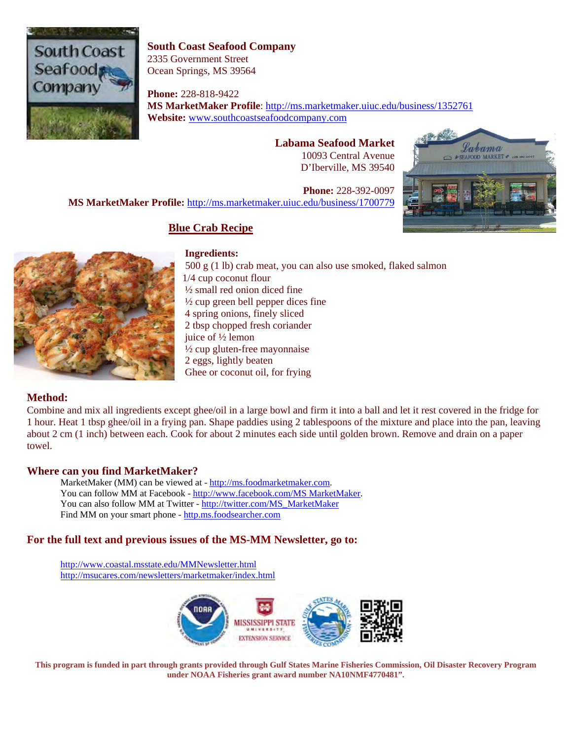**South Coast Seafood Company**
2335 Government Street
Ocean Springs, MS 39564

**Phone:** 228-818-9422
**MS MarketMaker Profile**: http://ms.marketmaker.uiuc.edu/business/1352761
**Website:** www.southcoastseafoodcompany.com

**Labama Seafood Market**
10093 Central Avenue
D'Iberville, MS 39540

**Phone:** 228-392-0097
**MS MarketMaker Profile:** http://ms.marketmaker.uiuc.edu/business/1700779

## Blue Crab Recipe

**Ingredients:**

500 g (1 lb) crab meat, you can also use smoked, flaked salmon
1/4 cup coconut flour
½ small red onion diced fine
½ cup green bell pepper dices fine
4 spring onions, finely sliced
2 tbsp chopped fresh coriander
juice of ½ lemon
½ cup gluten-free mayonnaise
2 eggs, lightly beaten
Ghee or coconut oil, for frying

**Method:**

Combine and mix all ingredients except ghee/oil in a large bowl and firm it into a ball and let it rest covered in the fridge for 1 hour. Heat 1 tbsp ghee/oil in a frying pan. Shape paddies using 2 tablespoons of the mixture and place into the pan, leaving about 2 cm (1 inch) between each. Cook for about 2 minutes each side until golden brown. Remove and drain on a paper towel.

### Where can you find MarketMaker?

MarketMaker (MM) can be viewed at - http://ms.foodmarketmaker.com.
You can follow MM at Facebook - http://www.facebook.com/MS MarketMaker.
You can also follow MM at Twitter - http://twitter.com/MS_MarketMaker
Find MM on your smart phone - http.ms.foodsearcher.com

### For the full text and previous issues of the MS-MM Newsletter, go to:

http://www.coastal.msstate.edu/MMNewsletter.html
http://msucares.com/newsletters/marketmaker/index.html

**This program is funded in part through grants provided through Gulf States Marine Fisheries Commission, Oil Disaster Recovery Program under NOAA Fisheries grant award number NA10NMF4770481".**